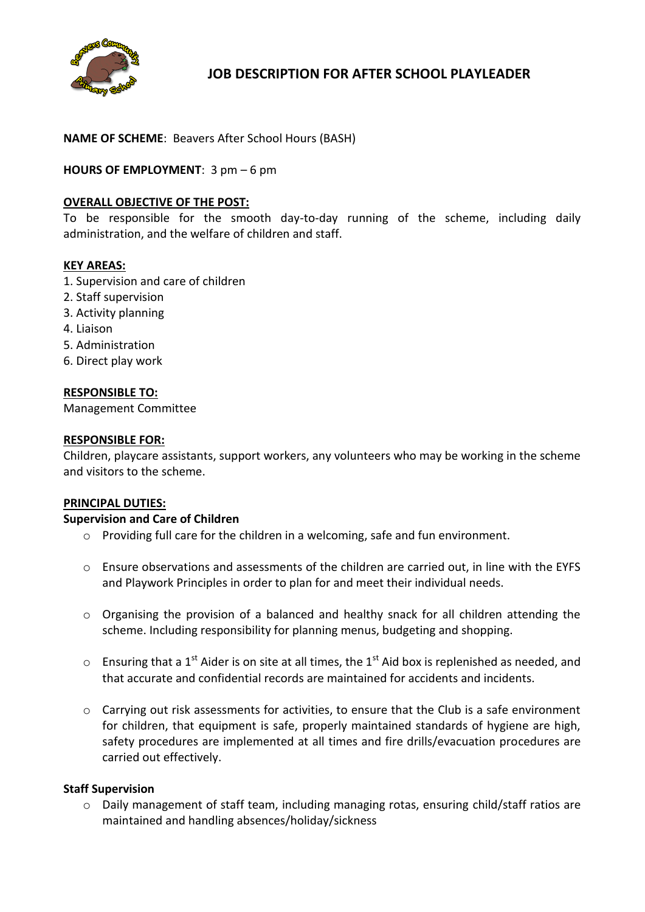# JOB DESCRIPTION FOR AFTER SCHOOL PLAYLEADER

**NAME OF SCHEME**: Beavers After School Hours (BASH)

**HOURS OF EMPLOYMENT**: 3 pm – 6 pm

**OVERALL OBJECTIVE OF THE POST:**

To be responsible for the smooth day-to-day running of the scheme, including daily administration, and the welfare of children and staff.

**KEY AREAS:**

1. Supervision and care of children
2. Staff supervision
3. Activity planning
4. Liaison
5. Administration
6. Direct play work

**RESPONSIBLE TO:**

Management Committee

**RESPONSIBLE FOR:**

Children, playcare assistants, support workers, any volunteers who may be working in the scheme and visitors to the scheme.

**PRINCIPAL DUTIES:**

**Supervision and Care of Children**

- Providing full care for the children in a welcoming, safe and fun environment.
- Ensure observations and assessments of the children are carried out, in line with the EYFS and Playwork Principles in order to plan for and meet their individual needs.
- Organising the provision of a balanced and healthy snack for all children attending the scheme. Including responsibility for planning menus, budgeting and shopping.
- Ensuring that a 1st Aider is on site at all times, the 1st Aid box is replenished as needed, and that accurate and confidential records are maintained for accidents and incidents.
- Carrying out risk assessments for activities, to ensure that the Club is a safe environment for children, that equipment is safe, properly maintained standards of hygiene are high, safety procedures are implemented at all times and fire drills/evacuation procedures are carried out effectively.

**Staff Supervision**

- Daily management of staff team, including managing rotas, ensuring child/staff ratios are maintained and handling absences/holiday/sickness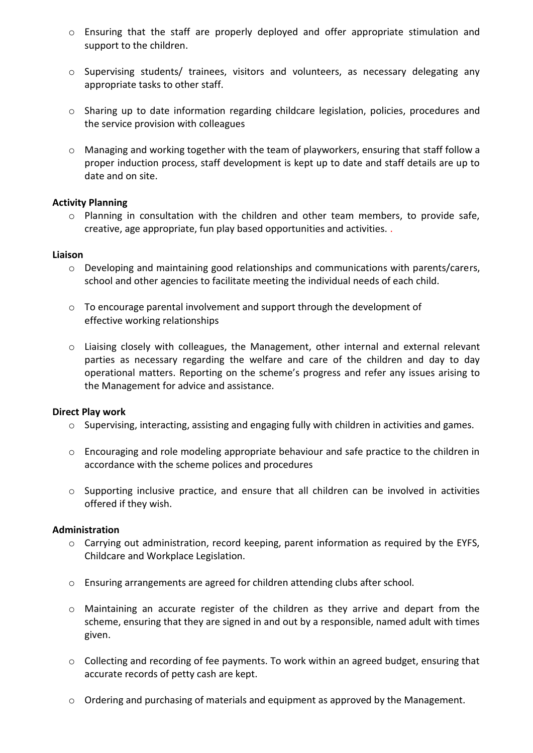- Ensuring that the staff are properly deployed and offer appropriate stimulation and support to the children.

- Supervising students/ trainees, visitors and volunteers, as necessary delegating any appropriate tasks to other staff.

- Sharing up to date information regarding childcare legislation, policies, procedures and the service provision with colleagues

- Managing and working together with the team of playworkers, ensuring that staff follow a proper induction process, staff development is kept up to date and staff details are up to date and on site.

**Activity Planning**

- Planning in consultation with the children and other team members, to provide safe, creative, age appropriate, fun play based opportunities and activities. .

**Liaison**

- Developing and maintaining good relationships and communications with parents/carers, school and other agencies to facilitate meeting the individual needs of each child.

- To encourage parental involvement and support through the development of effective working relationships

- Liaising closely with colleagues, the Management, other internal and external relevant parties as necessary regarding the welfare and care of the children and day to day operational matters. Reporting on the scheme's progress and refer any issues arising to the Management for advice and assistance.

**Direct Play work**

- Supervising, interacting, assisting and engaging fully with children in activities and games.

- Encouraging and role modeling appropriate behaviour and safe practice to the children in accordance with the scheme polices and procedures

- Supporting inclusive practice, and ensure that all children can be involved in activities offered if they wish.

**Administration**

- Carrying out administration, record keeping, parent information as required by the EYFS, Childcare and Workplace Legislation.

- Ensuring arrangements are agreed for children attending clubs after school.

- Maintaining an accurate register of the children as they arrive and depart from the scheme, ensuring that they are signed in and out by a responsible, named adult with times given.

- Collecting and recording of fee payments. To work within an agreed budget, ensuring that accurate records of petty cash are kept.

- Ordering and purchasing of materials and equipment as approved by the Management.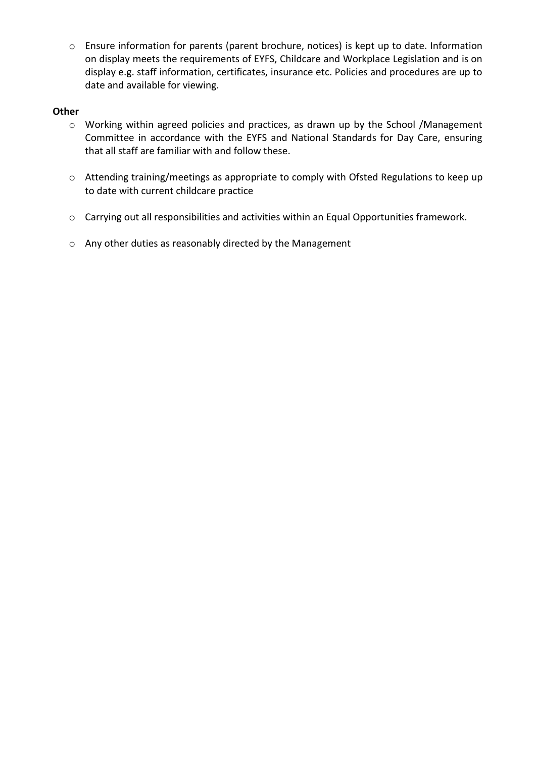- Ensure information for parents (parent brochure, notices) is kept up to date. Information on display meets the requirements of EYFS, Childcare and Workplace Legislation and is on display e.g. staff information, certificates, insurance etc. Policies and procedures are up to date and available for viewing.

**Other**

- Working within agreed policies and practices, as drawn up by the School /Management Committee in accordance with the EYFS and National Standards for Day Care, ensuring that all staff are familiar with and follow these.

- Attending training/meetings as appropriate to comply with Ofsted Regulations to keep up to date with current childcare practice

- Carrying out all responsibilities and activities within an Equal Opportunities framework.

- Any other duties as reasonably directed by the Management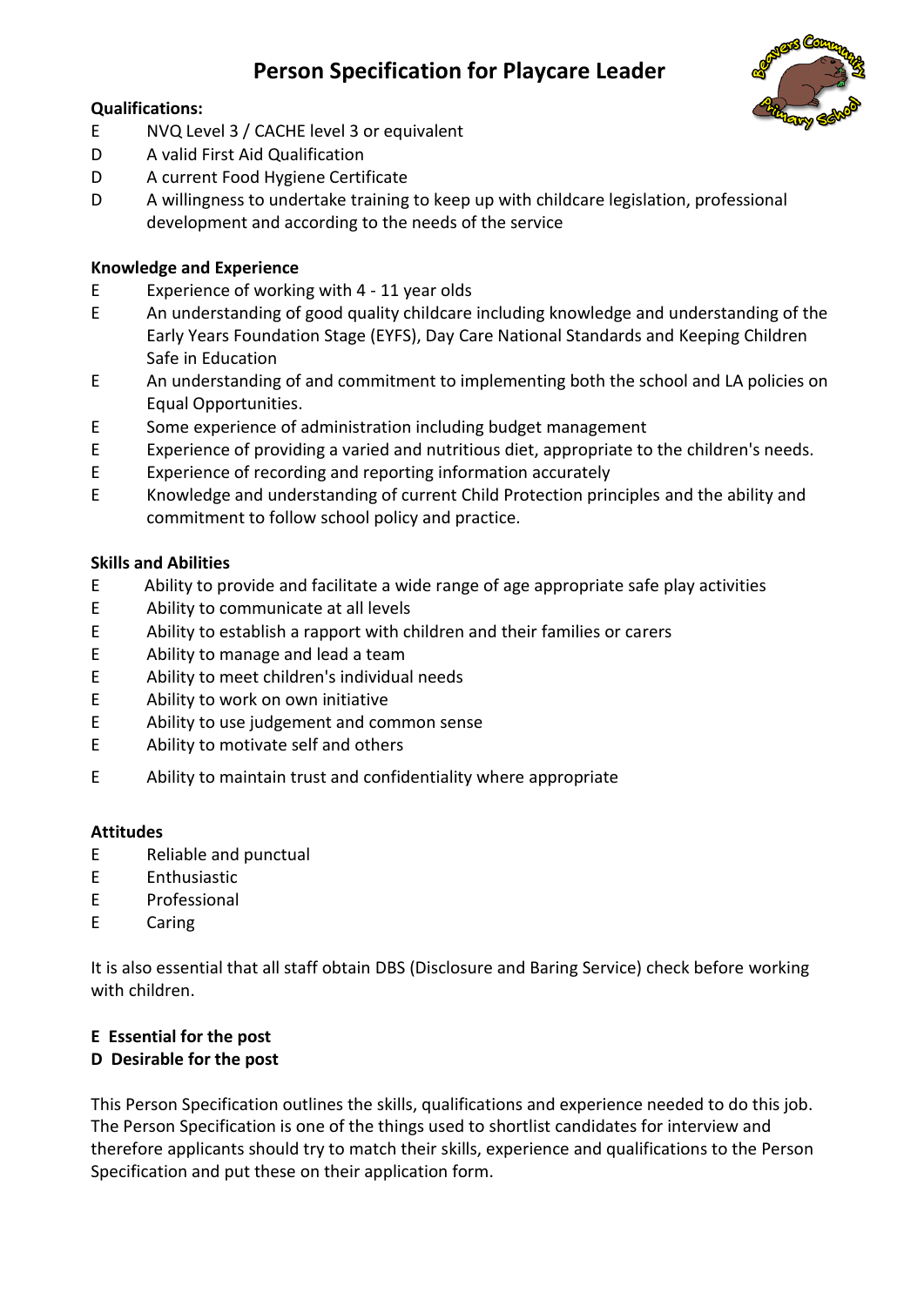# Person Specification for Playcare Leader

**Qualifications:**

E NVQ Level 3 / CACHE level 3 or equivalent
D A valid First Aid Qualification
D A current Food Hygiene Certificate
D A willingness to undertake training to keep up with childcare legislation, professional development and according to the needs of the service

**Knowledge and Experience**

E Experience of working with 4 - 11 year olds
E An understanding of good quality childcare including knowledge and understanding of the Early Years Foundation Stage (EYFS), Day Care National Standards and Keeping Children Safe in Education
E An understanding of and commitment to implementing both the school and LA policies on Equal Opportunities.
E Some experience of administration including budget management
E Experience of providing a varied and nutritious diet, appropriate to the children's needs.
E Experience of recording and reporting information accurately
E Knowledge and understanding of current Child Protection principles and the ability and commitment to follow school policy and practice.

**Skills and Abilities**

E Ability to provide and facilitate a wide range of age appropriate safe play activities
E Ability to communicate at all levels
E Ability to establish a rapport with children and their families or carers
E Ability to manage and lead a team
E Ability to meet children's individual needs
E Ability to work on own initiative
E Ability to use judgement and common sense
E Ability to motivate self and others
E Ability to maintain trust and confidentiality where appropriate

**Attitudes**

E Reliable and punctual
E Enthusiastic
E Professional
E Caring

It is also essential that all staff obtain DBS (Disclosure and Baring Service) check before working with children.

**E Essential for the post**
**D Desirable for the post**

This Person Specification outlines the skills, qualifications and experience needed to do this job. The Person Specification is one of the things used to shortlist candidates for interview and therefore applicants should try to match their skills, experience and qualifications to the Person Specification and put these on their application form.